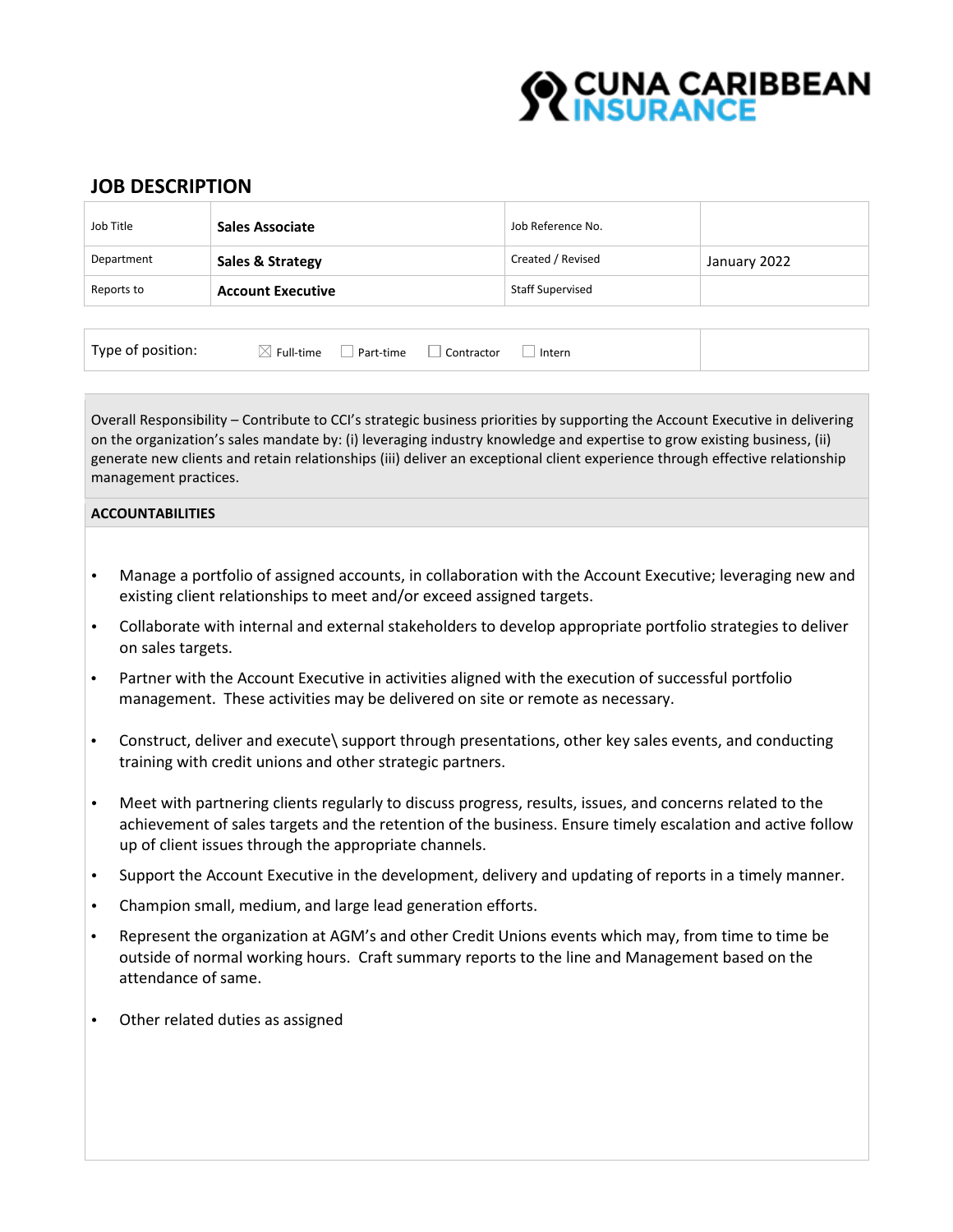CUNA CARIBBEAN INSURANCE

## JOB DESCRIPTION

| Job Title | **Sales Associate** | Job Reference No. | |
|---|---|---|---|
| Department | **Sales & Strategy** | Created / Revised | January 2022 |
| Reports to | **Account Executive** | Staff Supervised | |

| Type of position: | ☒ Full-time ☐ Part-time ☐ Contractor ☐ Intern | |
|---|---|---|

Overall Responsibility – Contribute to CCI's strategic business priorities by supporting the Account Executive in delivering on the organization's sales mandate by: (i) leveraging industry knowledge and expertise to grow existing business, (ii) generate new clients and retain relationships (iii) deliver an exceptional client experience through effective relationship management practices.

**ACCOUNTABILITIES**

- Manage a portfolio of assigned accounts, in collaboration with the Account Executive; leveraging new and existing client relationships to meet and/or exceed assigned targets.
- Collaborate with internal and external stakeholders to develop appropriate portfolio strategies to deliver on sales targets.
- Partner with the Account Executive in activities aligned with the execution of successful portfolio management. These activities may be delivered on site or remote as necessary.
- Construct, deliver and execute\ support through presentations, other key sales events, and conducting training with credit unions and other strategic partners.
- Meet with partnering clients regularly to discuss progress, results, issues, and concerns related to the achievement of sales targets and the retention of the business. Ensure timely escalation and active follow up of client issues through the appropriate channels.
- Support the Account Executive in the development, delivery and updating of reports in a timely manner.
- Champion small, medium, and large lead generation efforts.
- Represent the organization at AGM's and other Credit Unions events which may, from time to time be outside of normal working hours. Craft summary reports to the line and Management based on the attendance of same.
- Other related duties as assigned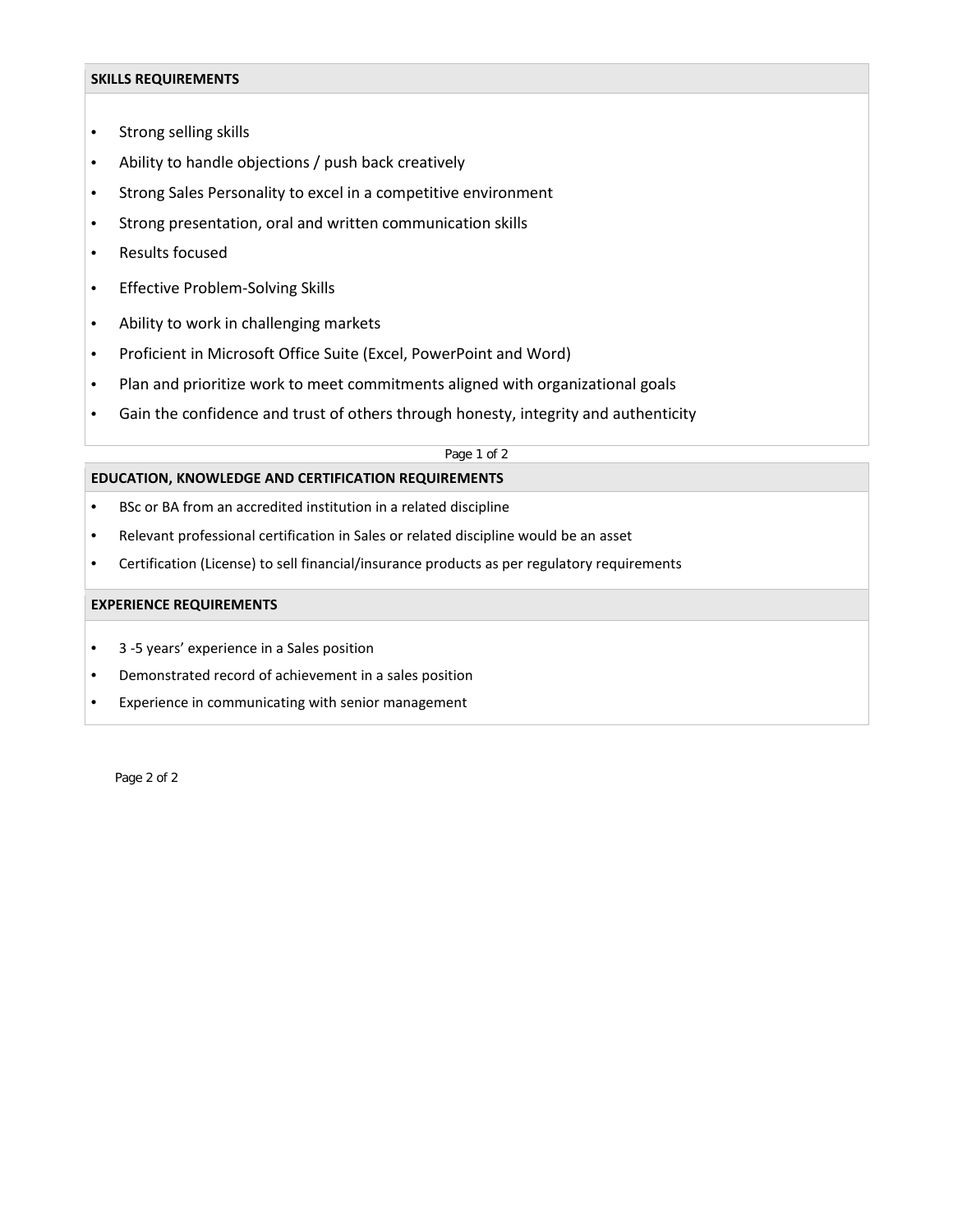## SKILLS REQUIREMENTS

- Strong selling skills
- Ability to handle objections / push back creatively
- Strong Sales Personality to excel in a competitive environment
- Strong presentation, oral and written communication skills
- Results focused
- Effective Problem-Solving Skills
- Ability to work in challenging markets
- Proficient in Microsoft Office Suite (Excel, PowerPoint and Word)
- Plan and prioritize work to meet commitments aligned with organizational goals
- Gain the confidence and trust of others through honesty, integrity and authenticity

## EDUCATION, KNOWLEDGE AND CERTIFICATION REQUIREMENTS

- BSc or BA from an accredited institution in a related discipline
- Relevant professional certification in Sales or related discipline would be an asset
- Certification (License) to sell financial/insurance products as per regulatory requirements

## EXPERIENCE REQUIREMENTS

- 3 -5 years' experience in a Sales position
- Demonstrated record of achievement in a sales position
- Experience in communicating with senior management